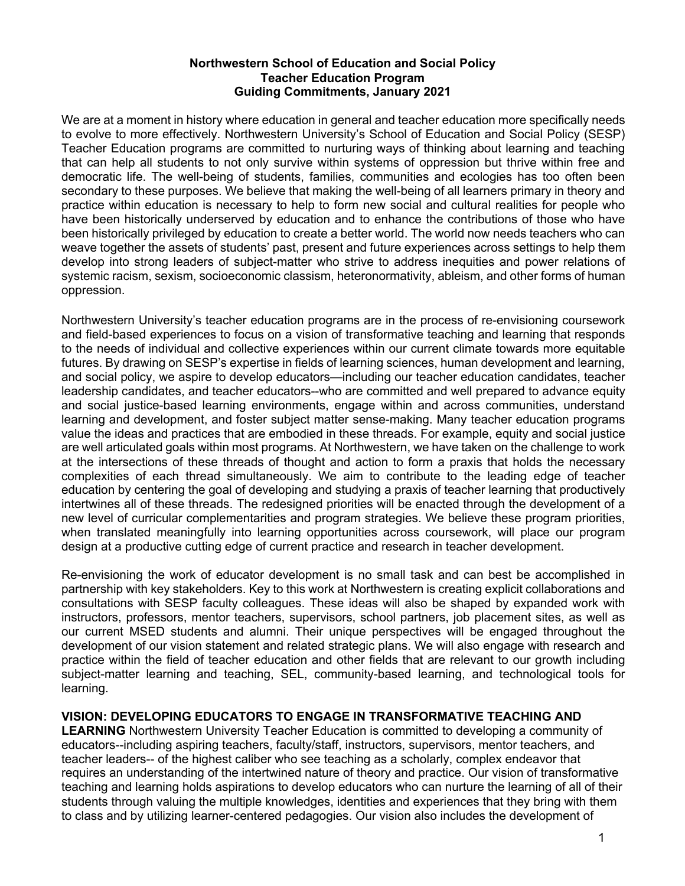**Northwestern School of Education and Social Policy**
**Teacher Education Program**
**Guiding Commitments, January 2021**

We are at a moment in history where education in general and teacher education more specifically needs to evolve to more effectively. Northwestern University's School of Education and Social Policy (SESP) Teacher Education programs are committed to nurturing ways of thinking about learning and teaching that can help all students to not only survive within systems of oppression but thrive within free and democratic life. The well-being of students, families, communities and ecologies has too often been secondary to these purposes. We believe that making the well-being of all learners primary in theory and practice within education is necessary to help to form new social and cultural realities for people who have been historically underserved by education and to enhance the contributions of those who have been historically privileged by education to create a better world. The world now needs teachers who can weave together the assets of students' past, present and future experiences across settings to help them develop into strong leaders of subject-matter who strive to address inequities and power relations of systemic racism, sexism, socioeconomic classism, heteronormativity, ableism, and other forms of human oppression.

Northwestern University's teacher education programs are in the process of re-envisioning coursework and field-based experiences to focus on a vision of transformative teaching and learning that responds to the needs of individual and collective experiences within our current climate towards more equitable futures. By drawing on SESP's expertise in fields of learning sciences, human development and learning, and social policy, we aspire to develop educators—including our teacher education candidates, teacher leadership candidates, and teacher educators--who are committed and well prepared to advance equity and social justice-based learning environments, engage within and across communities, understand learning and development, and foster subject matter sense-making. Many teacher education programs value the ideas and practices that are embodied in these threads. For example, equity and social justice are well articulated goals within most programs. At Northwestern, we have taken on the challenge to work at the intersections of these threads of thought and action to form a praxis that holds the necessary complexities of each thread simultaneously. We aim to contribute to the leading edge of teacher education by centering the goal of developing and studying a praxis of teacher learning that productively intertwines all of these threads. The redesigned priorities will be enacted through the development of a new level of curricular complementarities and program strategies. We believe these program priorities, when translated meaningfully into learning opportunities across coursework, will place our program design at a productive cutting edge of current practice and research in teacher development.

Re-envisioning the work of educator development is no small task and can best be accomplished in partnership with key stakeholders. Key to this work at Northwestern is creating explicit collaborations and consultations with SESP faculty colleagues. These ideas will also be shaped by expanded work with instructors, professors, mentor teachers, supervisors, school partners, job placement sites, as well as our current MSED students and alumni. Their unique perspectives will be engaged throughout the development of our vision statement and related strategic plans. We will also engage with research and practice within the field of teacher education and other fields that are relevant to our growth including subject-matter learning and teaching, SEL, community-based learning, and technological tools for learning.

**VISION: DEVELOPING EDUCATORS TO ENGAGE IN TRANSFORMATIVE TEACHING AND LEARNING** Northwestern University Teacher Education is committed to developing a community of educators--including aspiring teachers, faculty/staff, instructors, supervisors, mentor teachers, and teacher leaders-- of the highest caliber who see teaching as a scholarly, complex endeavor that requires an understanding of the intertwined nature of theory and practice. Our vision of transformative teaching and learning holds aspirations to develop educators who can nurture the learning of all of their students through valuing the multiple knowledges, identities and experiences that they bring with them to class and by utilizing learner-centered pedagogies. Our vision also includes the development of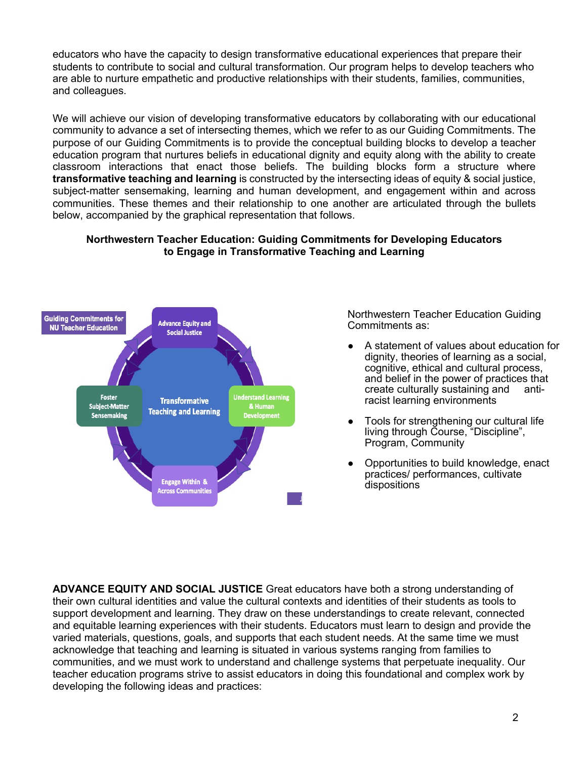educators who have the capacity to design transformative educational experiences that prepare their students to contribute to social and cultural transformation. Our program helps to develop teachers who are able to nurture empathetic and productive relationships with their students, families, communities, and colleagues.

We will achieve our vision of developing transformative educators by collaborating with our educational community to advance a set of intersecting themes, which we refer to as our Guiding Commitments. The purpose of our Guiding Commitments is to provide the conceptual building blocks to develop a teacher education program that nurtures beliefs in educational dignity and equity along with the ability to create classroom interactions that enact those beliefs. The building blocks form a structure where **transformative teaching and learning** is constructed by the intersecting ideas of equity & social justice, subject-matter sensemaking, learning and human development, and engagement within and across communities. These themes and their relationship to one another are articulated through the bullets below, accompanied by the graphical representation that follows.

**Northwestern Teacher Education: Guiding Commitments for Developing Educators to Engage in Transformative Teaching and Learning**

Guiding Commitments for NU Teacher Education

Advance Equity and Social Justice

Foster Subject-Matter Sensemaking

Transformative Teaching and Learning

Understand Learning & Human Development

Engage Within & Across Communities

Northwestern Teacher Education Guiding Commitments as:

- A statement of values about education for dignity, theories of learning as a social, cognitive, ethical and cultural process, and belief in the power of practices that create culturally sustaining and anti-racist learning environments
- Tools for strengthening our cultural life living through Course, "Discipline", Program, Community
- Opportunities to build knowledge, enact practices/ performances, cultivate dispositions

**ADVANCE EQUITY AND SOCIAL JUSTICE** Great educators have both a strong understanding of their own cultural identities and value the cultural contexts and identities of their students as tools to support development and learning. They draw on these understandings to create relevant, connected and equitable learning experiences with their students. Educators must learn to design and provide the varied materials, questions, goals, and supports that each student needs. At the same time we must acknowledge that teaching and learning is situated in various systems ranging from families to communities, and we must work to understand and challenge systems that perpetuate inequality. Our teacher education programs strive to assist educators in doing this foundational and complex work by developing the following ideas and practices: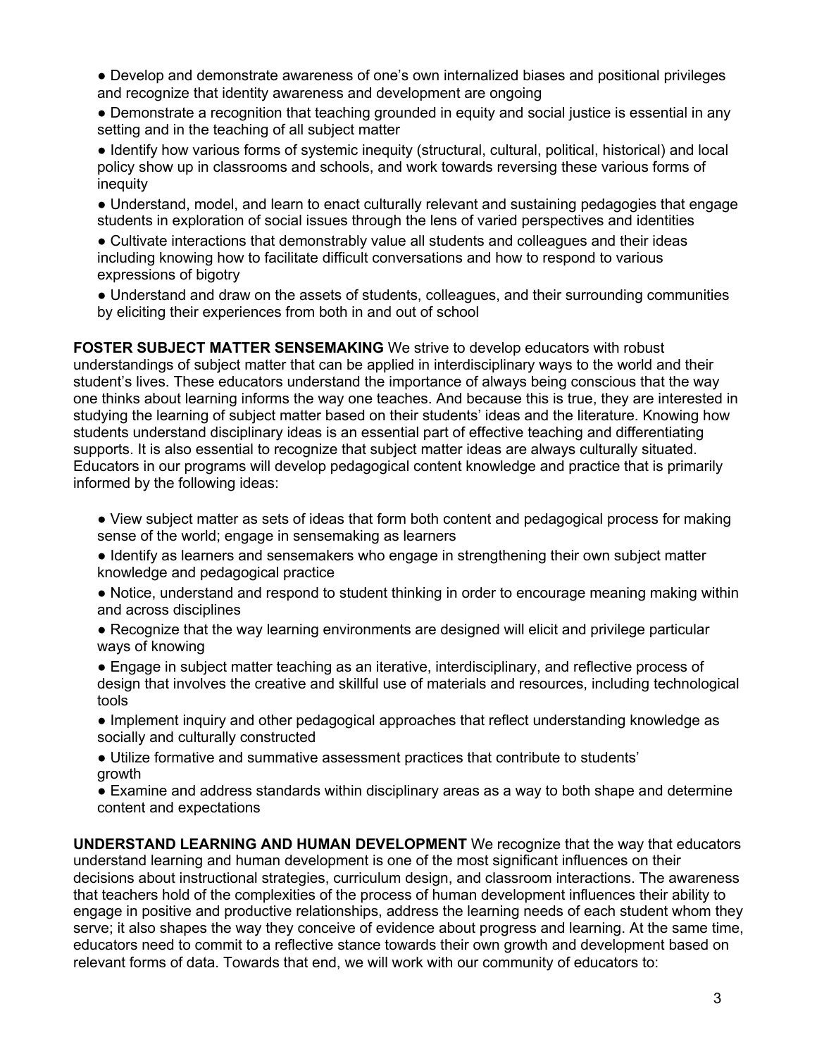- Develop and demonstrate awareness of one's own internalized biases and positional privileges and recognize that identity awareness and development are ongoing
- Demonstrate a recognition that teaching grounded in equity and social justice is essential in any setting and in the teaching of all subject matter
- Identify how various forms of systemic inequity (structural, cultural, political, historical) and local policy show up in classrooms and schools, and work towards reversing these various forms of inequity
- Understand, model, and learn to enact culturally relevant and sustaining pedagogies that engage students in exploration of social issues through the lens of varied perspectives and identities
- Cultivate interactions that demonstrably value all students and colleagues and their ideas including knowing how to facilitate difficult conversations and how to respond to various expressions of bigotry
- Understand and draw on the assets of students, colleagues, and their surrounding communities by eliciting their experiences from both in and out of school

**FOSTER SUBJECT MATTER SENSEMAKING** We strive to develop educators with robust understandings of subject matter that can be applied in interdisciplinary ways to the world and their student's lives. These educators understand the importance of always being conscious that the way one thinks about learning informs the way one teaches. And because this is true, they are interested in studying the learning of subject matter based on their students' ideas and the literature. Knowing how students understand disciplinary ideas is an essential part of effective teaching and differentiating supports. It is also essential to recognize that subject matter ideas are always culturally situated. Educators in our programs will develop pedagogical content knowledge and practice that is primarily informed by the following ideas:

- View subject matter as sets of ideas that form both content and pedagogical process for making sense of the world; engage in sensemaking as learners
- Identify as learners and sensemakers who engage in strengthening their own subject matter knowledge and pedagogical practice
- Notice, understand and respond to student thinking in order to encourage meaning making within and across disciplines
- Recognize that the way learning environments are designed will elicit and privilege particular ways of knowing
- Engage in subject matter teaching as an iterative, interdisciplinary, and reflective process of design that involves the creative and skillful use of materials and resources, including technological tools
- Implement inquiry and other pedagogical approaches that reflect understanding knowledge as socially and culturally constructed
- Utilize formative and summative assessment practices that contribute to students' growth
- Examine and address standards within disciplinary areas as a way to both shape and determine content and expectations

**UNDERSTAND LEARNING AND HUMAN DEVELOPMENT** We recognize that the way that educators understand learning and human development is one of the most significant influences on their decisions about instructional strategies, curriculum design, and classroom interactions. The awareness that teachers hold of the complexities of the process of human development influences their ability to engage in positive and productive relationships, address the learning needs of each student whom they serve; it also shapes the way they conceive of evidence about progress and learning. At the same time, educators need to commit to a reflective stance towards their own growth and development based on relevant forms of data. Towards that end, we will work with our community of educators to: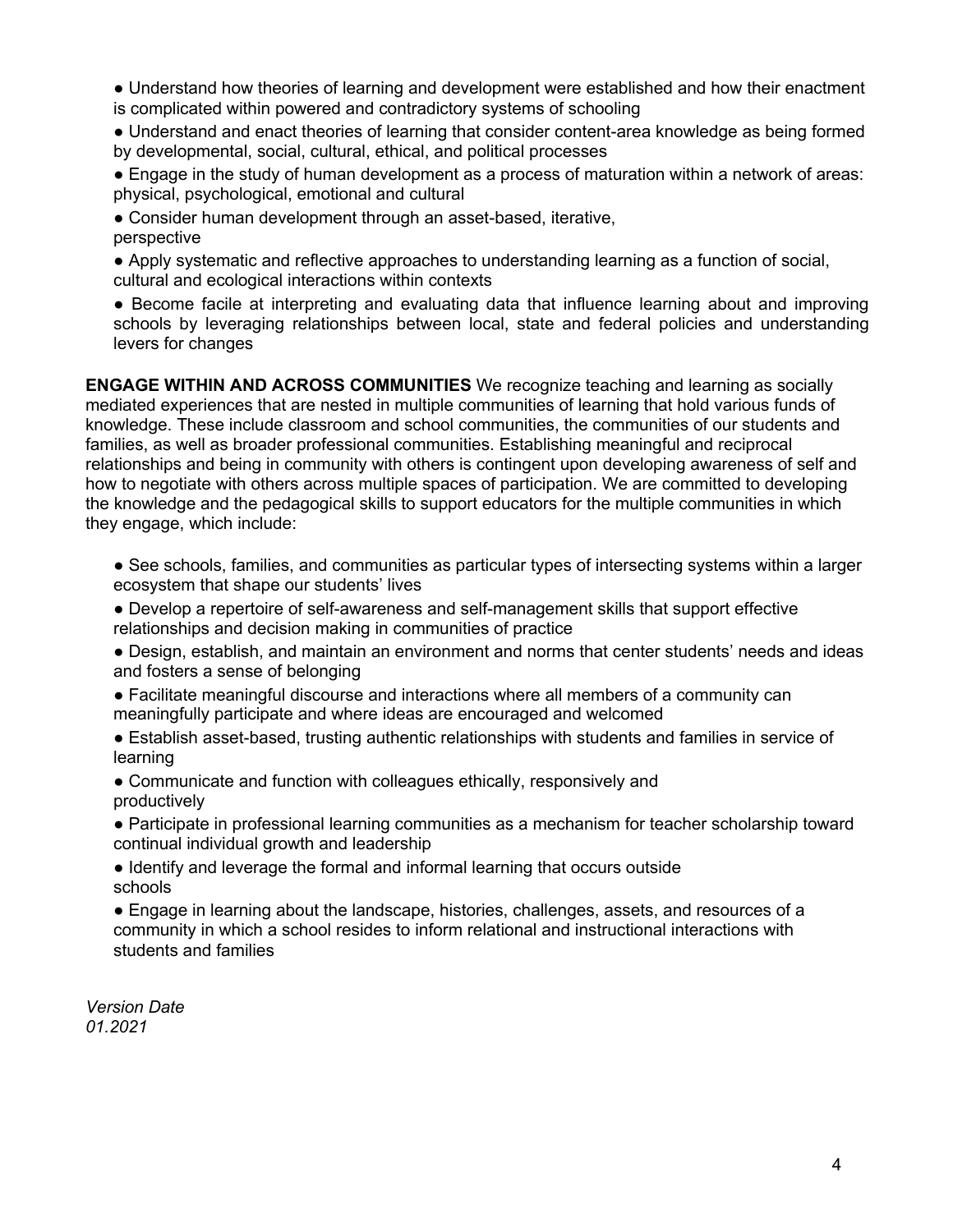- Understand how theories of learning and development were established and how their enactment is complicated within powered and contradictory systems of schooling
- Understand and enact theories of learning that consider content-area knowledge as being formed by developmental, social, cultural, ethical, and political processes
- Engage in the study of human development as a process of maturation within a network of areas: physical, psychological, emotional and cultural
- Consider human development through an asset-based, iterative, perspective
- Apply systematic and reflective approaches to understanding learning as a function of social, cultural and ecological interactions within contexts
- Become facile at interpreting and evaluating data that influence learning about and improving schools by leveraging relationships between local, state and federal policies and understanding levers for changes

**ENGAGE WITHIN AND ACROSS COMMUNITIES** We recognize teaching and learning as socially mediated experiences that are nested in multiple communities of learning that hold various funds of knowledge. These include classroom and school communities, the communities of our students and families, as well as broader professional communities. Establishing meaningful and reciprocal relationships and being in community with others is contingent upon developing awareness of self and how to negotiate with others across multiple spaces of participation. We are committed to developing the knowledge and the pedagogical skills to support educators for the multiple communities in which they engage, which include:

- See schools, families, and communities as particular types of intersecting systems within a larger ecosystem that shape our students' lives
- Develop a repertoire of self-awareness and self-management skills that support effective relationships and decision making in communities of practice
- Design, establish, and maintain an environment and norms that center students' needs and ideas and fosters a sense of belonging
- Facilitate meaningful discourse and interactions where all members of a community can meaningfully participate and where ideas are encouraged and welcomed
- Establish asset-based, trusting authentic relationships with students and families in service of learning
- Communicate and function with colleagues ethically, responsively and productively
- Participate in professional learning communities as a mechanism for teacher scholarship toward continual individual growth and leadership
- Identify and leverage the formal and informal learning that occurs outside schools
- Engage in learning about the landscape, histories, challenges, assets, and resources of a community in which a school resides to inform relational and instructional interactions with students and families

*Version Date*
*01.2021*